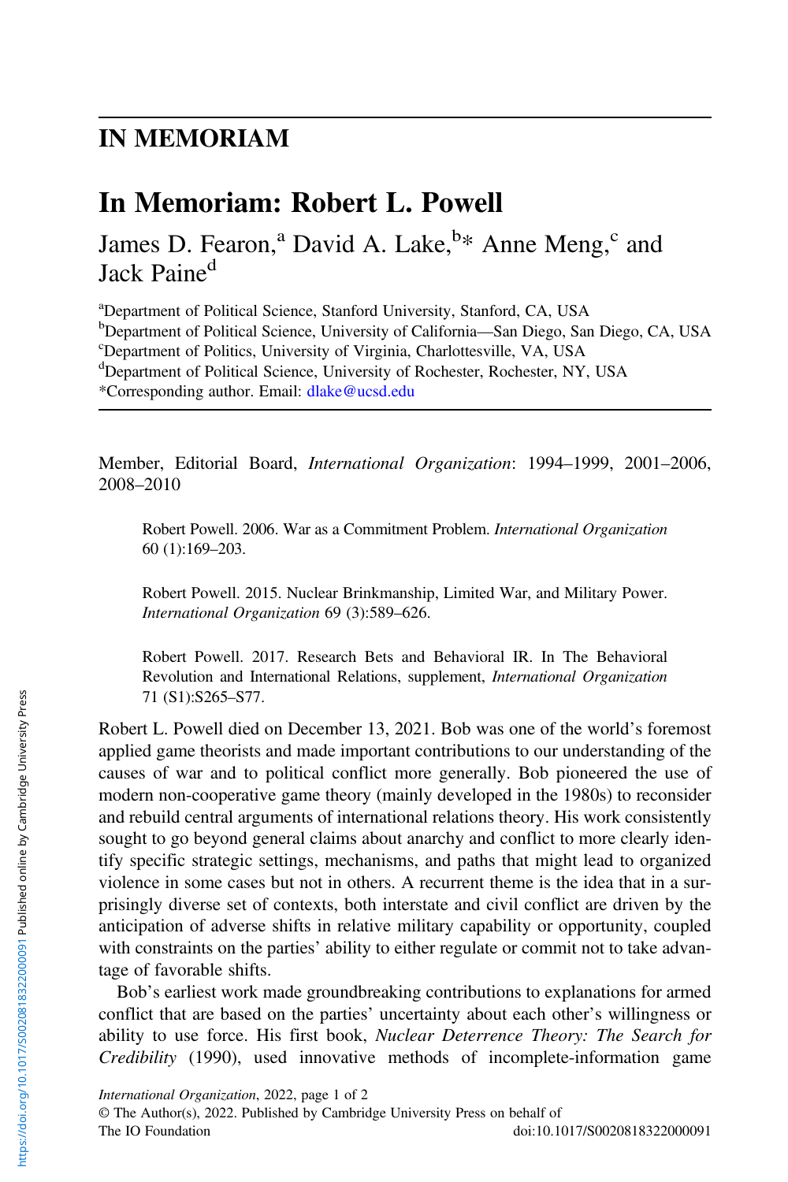# IN MEMORIAM

# In Memoriam: Robert L. Powell

James D. Fearon,[a] David A. Lake,[b]* Anne Meng,[c] and Jack Paine[d]

[a]Department of Political Science, Stanford University, Stanford, CA, USA
[b]Department of Political Science, University of California—San Diego, San Diego, CA, USA
[c]Department of Politics, University of Virginia, Charlottesville, VA, USA
[d]Department of Political Science, University of Rochester, Rochester, NY, USA
*Corresponding author. Email: dlake@ucsd.edu

Member, Editorial Board, *International Organization*: 1994–1999, 2001–2006, 2008–2010

> Robert Powell. 2006. War as a Commitment Problem. *International Organization* 60 (1):169–203.

> Robert Powell. 2015. Nuclear Brinkmanship, Limited War, and Military Power. *International Organization* 69 (3):589–626.

> Robert Powell. 2017. Research Bets and Behavioral IR. In The Behavioral Revolution and International Relations, supplement, *International Organization* 71 (S1):S265–S77.

Robert L. Powell died on December 13, 2021. Bob was one of the world's foremost applied game theorists and made important contributions to our understanding of the causes of war and to political conflict more generally. Bob pioneered the use of modern non-cooperative game theory (mainly developed in the 1980s) to reconsider and rebuild central arguments of international relations theory. His work consistently sought to go beyond general claims about anarchy and conflict to more clearly identify specific strategic settings, mechanisms, and paths that might lead to organized violence in some cases but not in others. A recurrent theme is the idea that in a surprisingly diverse set of contexts, both interstate and civil conflict are driven by the anticipation of adverse shifts in relative military capability or opportunity, coupled with constraints on the parties' ability to either regulate or commit not to take advantage of favorable shifts.

Bob's earliest work made groundbreaking contributions to explanations for armed conflict that are based on the parties' uncertainty about each other's willingness or ability to use force. His first book, *Nuclear Deterrence Theory: The Search for Credibility* (1990), used innovative methods of incomplete-information game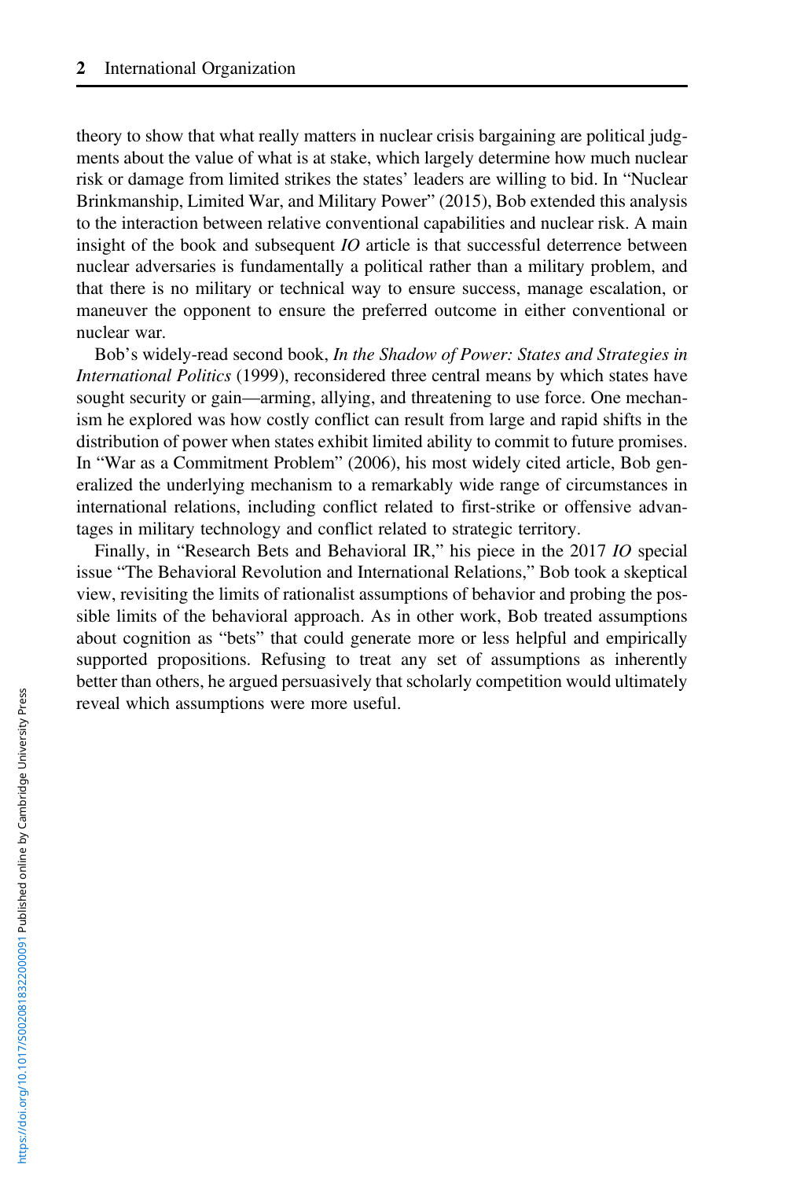theory to show that what really matters in nuclear crisis bargaining are political judgments about the value of what is at stake, which largely determine how much nuclear risk or damage from limited strikes the states' leaders are willing to bid. In "Nuclear Brinkmanship, Limited War, and Military Power" (2015), Bob extended this analysis to the interaction between relative conventional capabilities and nuclear risk. A main insight of the book and subsequent *IO* article is that successful deterrence between nuclear adversaries is fundamentally a political rather than a military problem, and that there is no military or technical way to ensure success, manage escalation, or maneuver the opponent to ensure the preferred outcome in either conventional or nuclear war.

Bob's widely-read second book, *In the Shadow of Power: States and Strategies in International Politics* (1999), reconsidered three central means by which states have sought security or gain—arming, allying, and threatening to use force. One mechanism he explored was how costly conflict can result from large and rapid shifts in the distribution of power when states exhibit limited ability to commit to future promises. In "War as a Commitment Problem" (2006), his most widely cited article, Bob generalized the underlying mechanism to a remarkably wide range of circumstances in international relations, including conflict related to first-strike or offensive advantages in military technology and conflict related to strategic territory.

Finally, in "Research Bets and Behavioral IR," his piece in the 2017 *IO* special issue "The Behavioral Revolution and International Relations," Bob took a skeptical view, revisiting the limits of rationalist assumptions of behavior and probing the possible limits of the behavioral approach. As in other work, Bob treated assumptions about cognition as "bets" that could generate more or less helpful and empirically supported propositions. Refusing to treat any set of assumptions as inherently better than others, he argued persuasively that scholarly competition would ultimately reveal which assumptions were more useful.